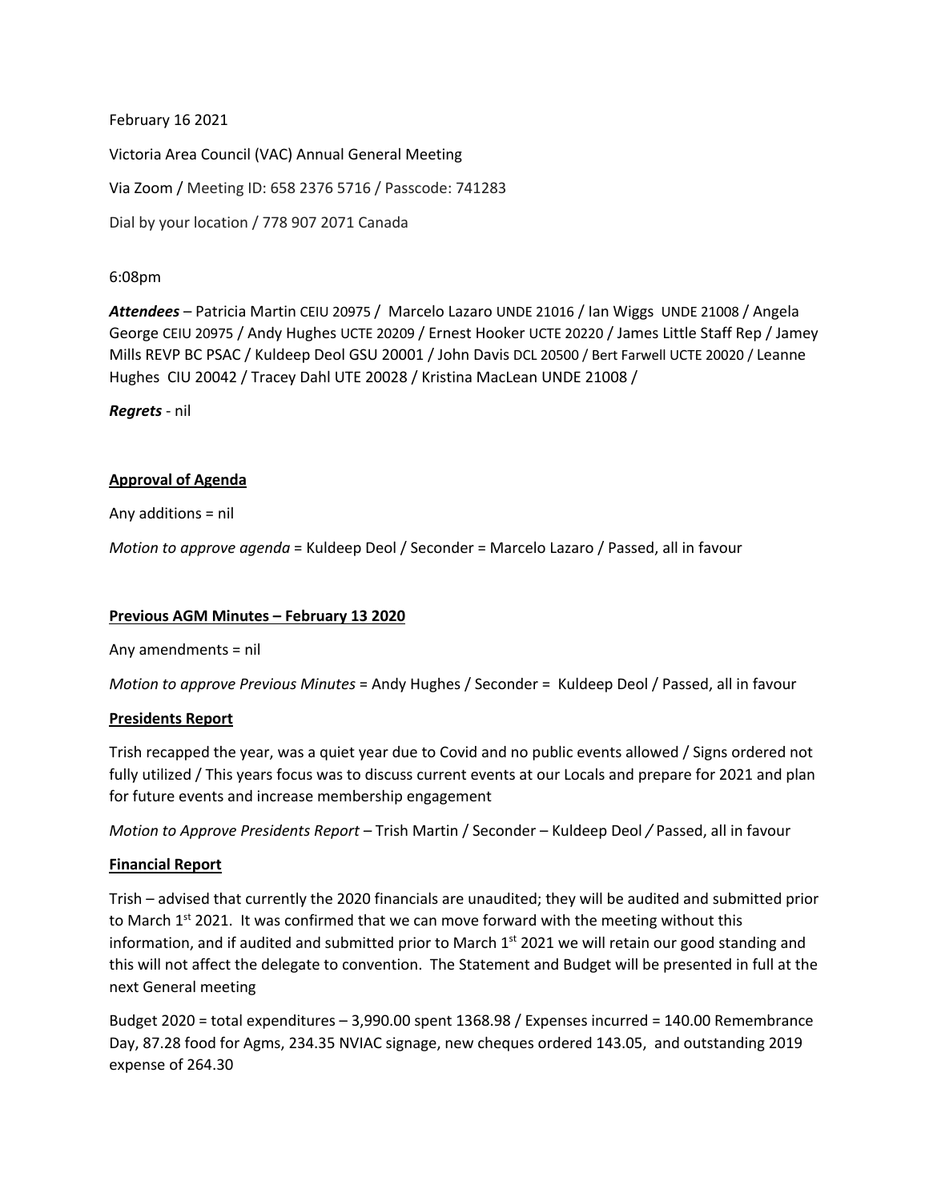February 16 2021

Victoria Area Council (VAC) Annual General Meeting

Via Zoom / Meeting ID: 658 2376 5716 / Passcode: 741283

Dial by your location / 778 907 2071 Canada

6:08pm

***Attendees*** – Patricia Martin CEIU 20975 / Marcelo Lazaro UNDE 21016 / Ian Wiggs UNDE 21008 / Angela George CEIU 20975 / Andy Hughes UCTE 20209 / Ernest Hooker UCTE 20220 / James Little Staff Rep / Jamey Mills REVP BC PSAC / Kuldeep Deol GSU 20001 / John Davis DCL 20500 / Bert Farwell UCTE 20020 / Leanne Hughes CIU 20042 / Tracey Dahl UTE 20028 / Kristina MacLean UNDE 21008 /

***Regrets*** - nil

**Approval of Agenda**

Any additions = nil

*Motion to approve agenda* = Kuldeep Deol / Seconder = Marcelo Lazaro / Passed, all in favour

**Previous AGM Minutes – February 13 2020**

Any amendments = nil

*Motion to approve Previous Minutes* = Andy Hughes / Seconder = Kuldeep Deol / Passed, all in favour

**Presidents Report**

Trish recapped the year, was a quiet year due to Covid and no public events allowed / Signs ordered not fully utilized / This years focus was to discuss current events at our Locals and prepare for 2021 and plan for future events and increase membership engagement

*Motion to Approve Presidents Report* – Trish Martin / Seconder – Kuldeep Deol */* Passed, all in favour

**Financial Report**

Trish – advised that currently the 2020 financials are unaudited; they will be audited and submitted prior to March 1st 2021. It was confirmed that we can move forward with the meeting without this information, and if audited and submitted prior to March 1st 2021 we will retain our good standing and this will not affect the delegate to convention. The Statement and Budget will be presented in full at the next General meeting

Budget 2020 = total expenditures – 3,990.00 spent 1368.98 / Expenses incurred = 140.00 Remembrance Day, 87.28 food for Agms, 234.35 NVIAC signage, new cheques ordered 143.05, and outstanding 2019 expense of 264.30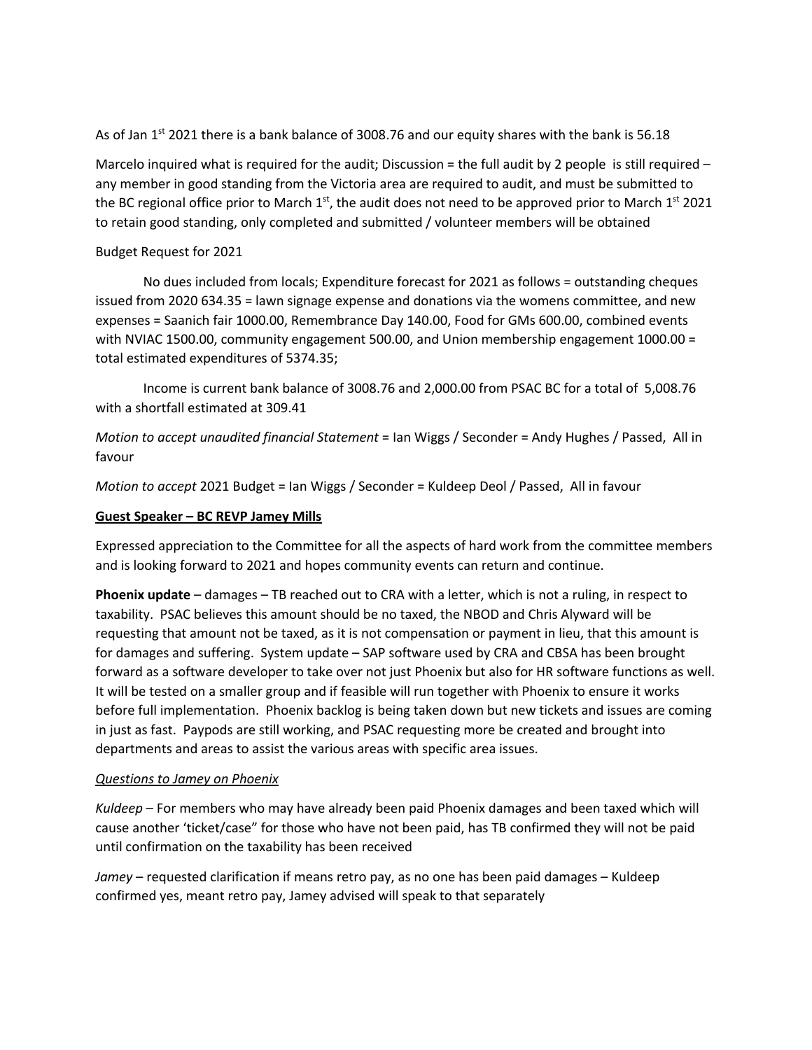As of Jan 1st 2021 there is a bank balance of 3008.76 and our equity shares with the bank is 56.18

Marcelo inquired what is required for the audit; Discussion = the full audit by 2 people is still required – any member in good standing from the Victoria area are required to audit, and must be submitted to the BC regional office prior to March 1st, the audit does not need to be approved prior to March 1st 2021 to retain good standing, only completed and submitted / volunteer members will be obtained

Budget Request for 2021

No dues included from locals; Expenditure forecast for 2021 as follows = outstanding cheques issued from 2020 634.35 = lawn signage expense and donations via the womens committee, and new expenses = Saanich fair 1000.00, Remembrance Day 140.00, Food for GMs 600.00, combined events with NVIAC 1500.00, community engagement 500.00, and Union membership engagement 1000.00 = total estimated expenditures of 5374.35;

Income is current bank balance of 3008.76 and 2,000.00 from PSAC BC for a total of 5,008.76 with a shortfall estimated at 309.41

*Motion to accept unaudited financial Statement* = Ian Wiggs / Seconder = Andy Hughes / Passed, All in favour

*Motion to accept* 2021 Budget = Ian Wiggs / Seconder = Kuldeep Deol / Passed, All in favour

**<u>Guest Speaker – BC REVP Jamey Mills</u>**

Expressed appreciation to the Committee for all the aspects of hard work from the committee members and is looking forward to 2021 and hopes community events can return and continue.

**Phoenix update** – damages – TB reached out to CRA with a letter, which is not a ruling, in respect to taxability. PSAC believes this amount should be no taxed, the NBOD and Chris Alyward will be requesting that amount not be taxed, as it is not compensation or payment in lieu, that this amount is for damages and suffering. System update – SAP software used by CRA and CBSA has been brought forward as a software developer to take over not just Phoenix but also for HR software functions as well. It will be tested on a smaller group and if feasible will run together with Phoenix to ensure it works before full implementation. Phoenix backlog is being taken down but new tickets and issues are coming in just as fast. Paypods are still working, and PSAC requesting more be created and brought into departments and areas to assist the various areas with specific area issues.

*<u>Questions to Jamey on Phoenix</u>*

*Kuldeep* – For members who may have already been paid Phoenix damages and been taxed which will cause another 'ticket/case" for those who have not been paid, has TB confirmed they will not be paid until confirmation on the taxability has been received

*Jamey* – requested clarification if means retro pay, as no one has been paid damages – Kuldeep confirmed yes, meant retro pay, Jamey advised will speak to that separately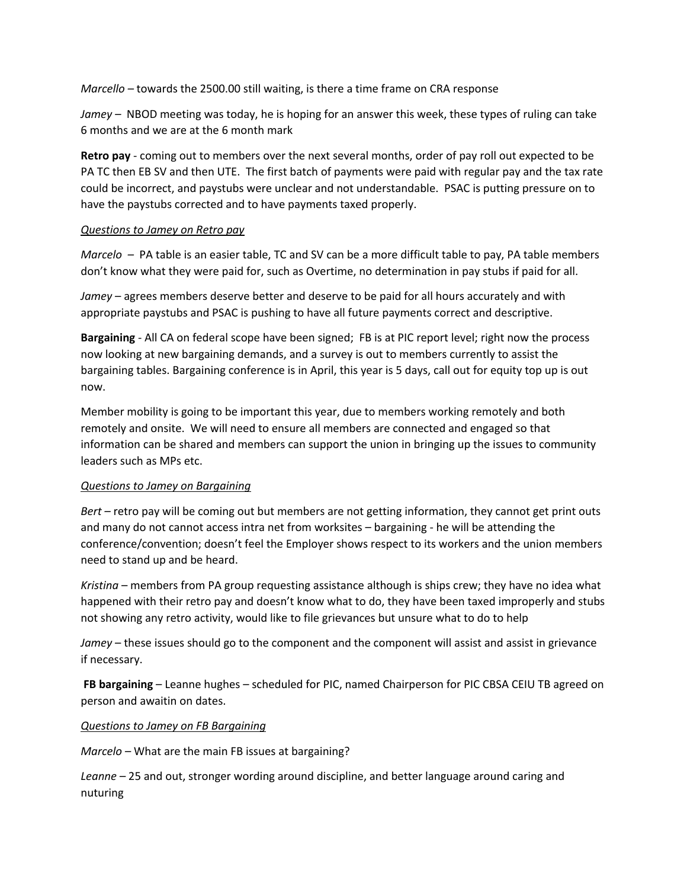*Marcello* – towards the 2500.00 still waiting, is there a time frame on CRA response

*Jamey* – NBOD meeting was today, he is hoping for an answer this week, these types of ruling can take 6 months and we are at the 6 month mark

**Retro pay** - coming out to members over the next several months, order of pay roll out expected to be PA TC then EB SV and then UTE. The first batch of payments were paid with regular pay and the tax rate could be incorrect, and paystubs were unclear and not understandable. PSAC is putting pressure on to have the paystubs corrected and to have payments taxed properly.

*<u>Questions to Jamey on Retro pay</u>*

*Marcelo* – PA table is an easier table, TC and SV can be a more difficult table to pay, PA table members don't know what they were paid for, such as Overtime, no determination in pay stubs if paid for all.

*Jamey* – agrees members deserve better and deserve to be paid for all hours accurately and with appropriate paystubs and PSAC is pushing to have all future payments correct and descriptive.

**Bargaining** - All CA on federal scope have been signed; FB is at PIC report level; right now the process now looking at new bargaining demands, and a survey is out to members currently to assist the bargaining tables. Bargaining conference is in April, this year is 5 days, call out for equity top up is out now.

Member mobility is going to be important this year, due to members working remotely and both remotely and onsite. We will need to ensure all members are connected and engaged so that information can be shared and members can support the union in bringing up the issues to community leaders such as MPs etc.

*<u>Questions to Jamey on Bargaining</u>*

*Bert* – retro pay will be coming out but members are not getting information, they cannot get print outs and many do not cannot access intra net from worksites – bargaining - he will be attending the conference/convention; doesn't feel the Employer shows respect to its workers and the union members need to stand up and be heard.

*Kristina* – members from PA group requesting assistance although is ships crew; they have no idea what happened with their retro pay and doesn't know what to do, they have been taxed improperly and stubs not showing any retro activity, would like to file grievances but unsure what to do to help

*Jamey* – these issues should go to the component and the component will assist and assist in grievance if necessary.

**FB bargaining** – Leanne hughes – scheduled for PIC, named Chairperson for PIC CBSA CEIU TB agreed on person and awaitin on dates.

*<u>Questions to Jamey on FB Bargaining</u>*

*Marcelo* – What are the main FB issues at bargaining?

*Leanne* – 25 and out, stronger wording around discipline, and better language around caring and nuturing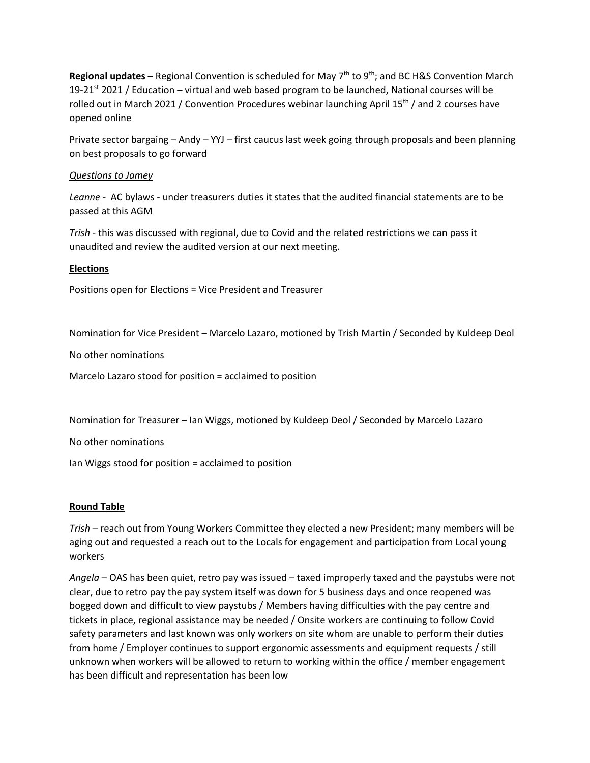**Regional updates –** Regional Convention is scheduled for May 7th to 9th; and BC H&S Convention March 19-21st 2021 / Education – virtual and web based program to be launched, National courses will be rolled out in March 2021 / Convention Procedures webinar launching April 15th / and 2 courses have opened online

Private sector bargaing – Andy – YYJ – first caucus last week going through proposals and been planning on best proposals to go forward

*Questions to Jamey*

*Leanne* - AC bylaws - under treasurers duties it states that the audited financial statements are to be passed at this AGM

*Trish* - this was discussed with regional, due to Covid and the related restrictions we can pass it unaudited and review the audited version at our next meeting.

**Elections**

Positions open for Elections = Vice President and Treasurer

Nomination for Vice President – Marcelo Lazaro, motioned by Trish Martin / Seconded by Kuldeep Deol

No other nominations

Marcelo Lazaro stood for position = acclaimed to position

Nomination for Treasurer – Ian Wiggs, motioned by Kuldeep Deol / Seconded by Marcelo Lazaro

No other nominations

Ian Wiggs stood for position = acclaimed to position

**Round Table**

*Trish* – reach out from Young Workers Committee they elected a new President; many members will be aging out and requested a reach out to the Locals for engagement and participation from Local young workers

*Angela* – OAS has been quiet, retro pay was issued – taxed improperly taxed and the paystubs were not clear, due to retro pay the pay system itself was down for 5 business days and once reopened was bogged down and difficult to view paystubs / Members having difficulties with the pay centre and tickets in place, regional assistance may be needed / Onsite workers are continuing to follow Covid safety parameters and last known was only workers on site whom are unable to perform their duties from home / Employer continues to support ergonomic assessments and equipment requests / still unknown when workers will be allowed to return to working within the office / member engagement has been difficult and representation has been low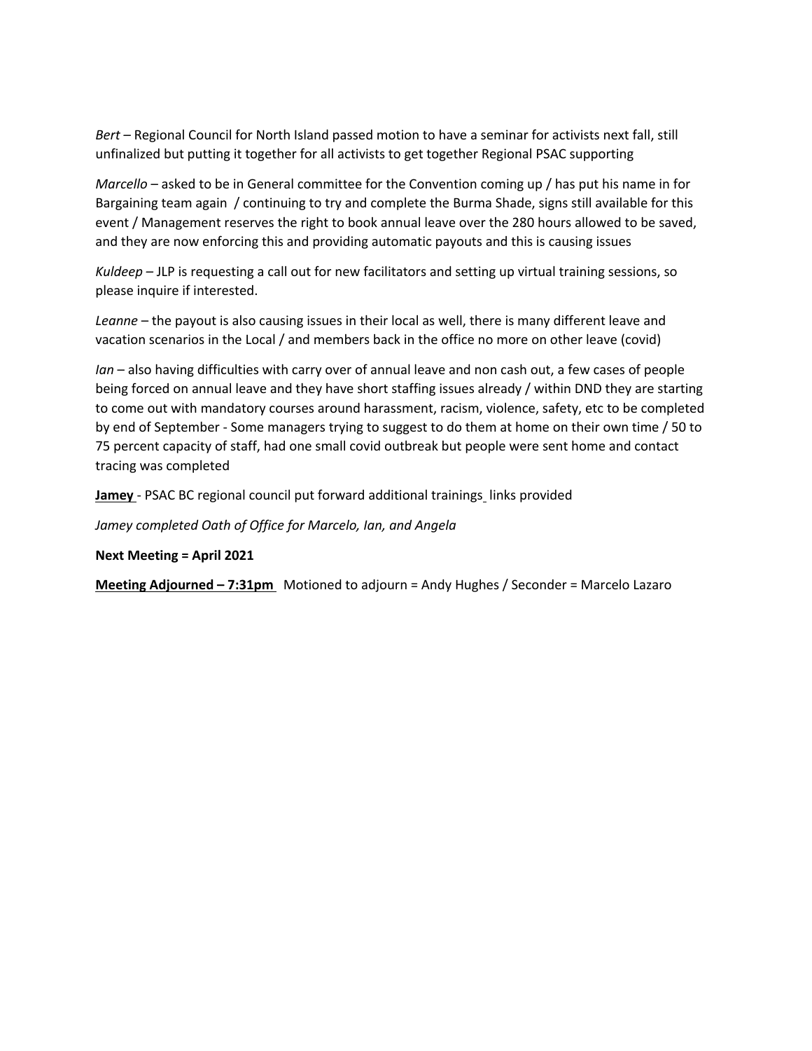*Bert* – Regional Council for North Island passed motion to have a seminar for activists next fall, still unfinalized but putting it together for all activists to get together Regional PSAC supporting

*Marcello* – asked to be in General committee for the Convention coming up / has put his name in for Bargaining team again / continuing to try and complete the Burma Shade, signs still available for this event / Management reserves the right to book annual leave over the 280 hours allowed to be saved, and they are now enforcing this and providing automatic payouts and this is causing issues

*Kuldeep* – JLP is requesting a call out for new facilitators and setting up virtual training sessions, so please inquire if interested.

*Leanne* – the payout is also causing issues in their local as well, there is many different leave and vacation scenarios in the Local / and members back in the office no more on other leave (covid)

*Ian* – also having difficulties with carry over of annual leave and non cash out, a few cases of people being forced on annual leave and they have short staffing issues already / within DND they are starting to come out with mandatory courses around harassment, racism, violence, safety, etc to be completed by end of September - Some managers trying to suggest to do them at home on their own time / 50 to 75 percent capacity of staff, had one small covid outbreak but people were sent home and contact tracing was completed

**Jamey** - PSAC BC regional council put forward additional trainings links provided

*Jamey completed Oath of Office for Marcelo, Ian, and Angela*

**Next Meeting = April 2021**

**Meeting Adjourned – 7:31pm** Motioned to adjourn = Andy Hughes / Seconder = Marcelo Lazaro